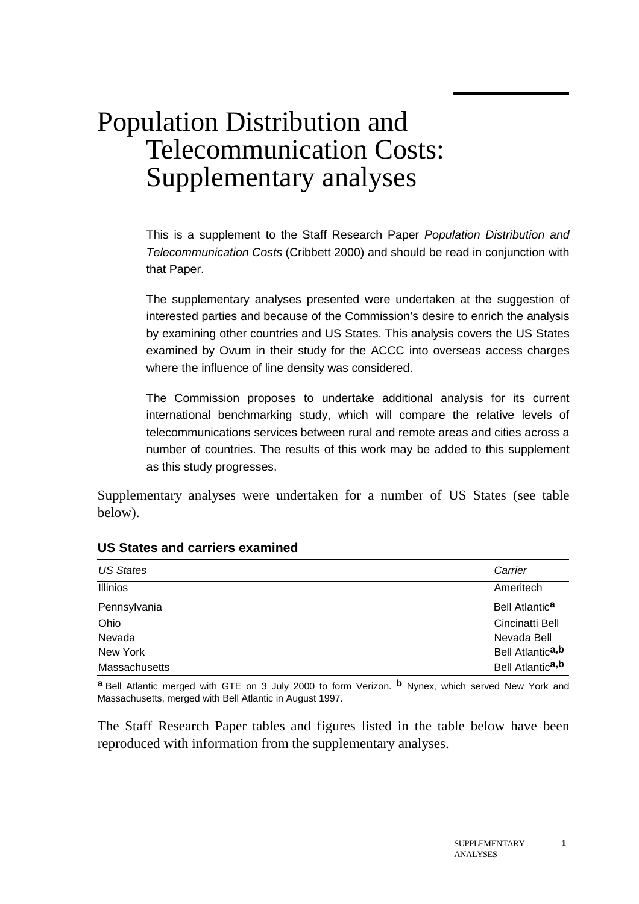# Population Distribution and Telecommunication Costs: Supplementary analyses

This is a supplement to the Staff Research Paper *Population Distribution and Telecommunication Costs* (Cribbett 2000) and should be read in conjunction with that Paper.

The supplementary analyses presented were undertaken at the suggestion of interested parties and because of the Commission's desire to enrich the analysis by examining other countries and US States. This analysis covers the US States examined by Ovum in their study for the ACCC into overseas access charges where the influence of line density was considered.

The Commission proposes to undertake additional analysis for its current international benchmarking study, which will compare the relative levels of telecommunications services between rural and remote areas and cities across a number of countries. The results of this work may be added to this supplement as this study progresses.

Supplementary analyses were undertaken for a number of US States (see table below).

**US States and carriers examined**

| *US States* | *Carrier* |
|---|---|
| Illinios | Ameritech |
| Pennsylvania | Bell Atlantic[a] |
| Ohio | Cincinatti Bell |
| Nevada | Nevada Bell |
| New York | Bell Atlantic[a,b] |
| Massachusetts | Bell Atlantic[a,b] |

**a** Bell Atlantic merged with GTE on 3 July 2000 to form Verizon. **b** Nynex, which served New York and Massachusetts, merged with Bell Atlantic in August 1997.

The Staff Research Paper tables and figures listed in the table below have been reproduced with information from the supplementary analyses.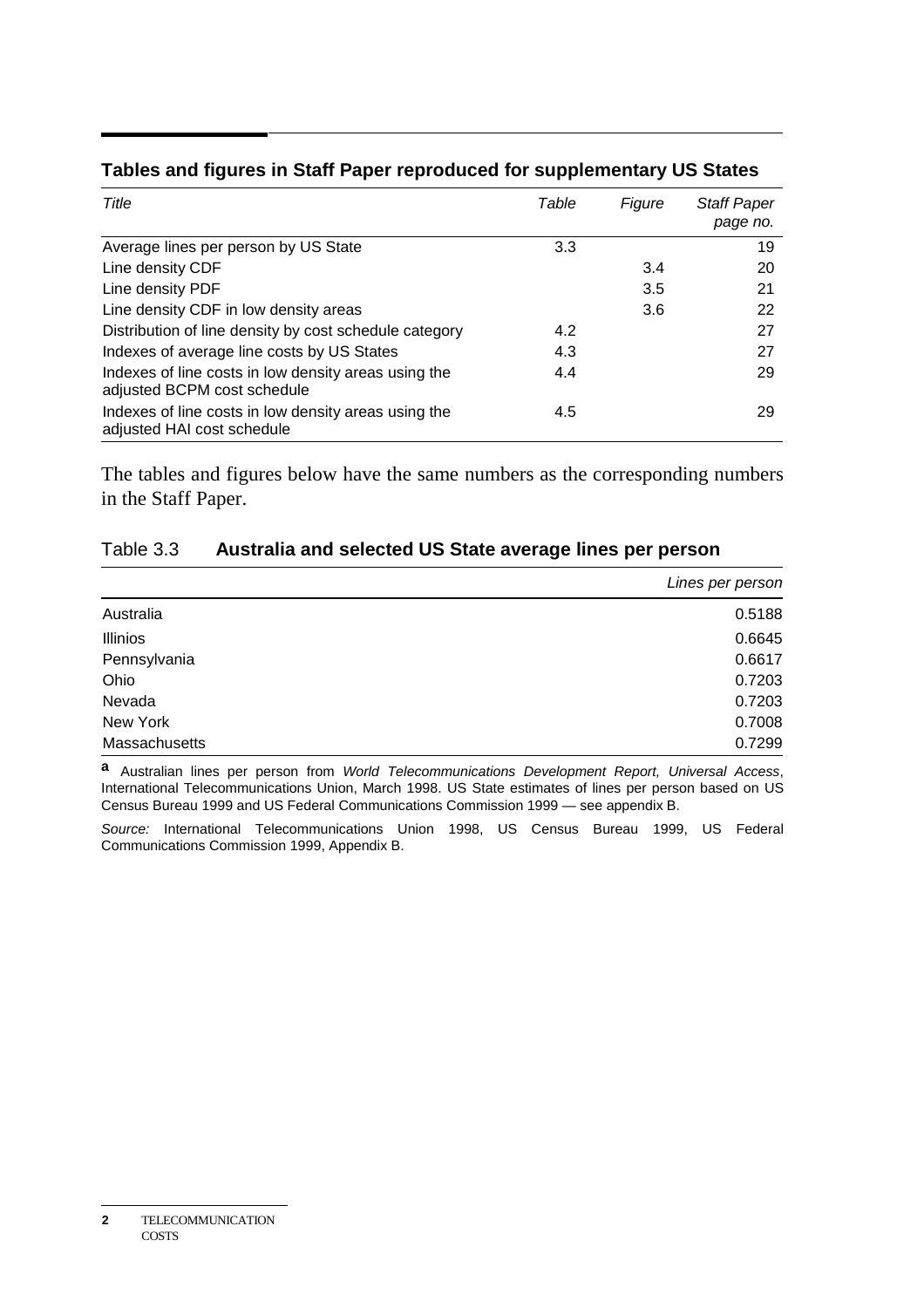## Tables and figures in Staff Paper reproduced for supplementary US States

| *Title* | *Table* | *Figure* | *Staff Paper page no.* |
|---|---|---|---|
| Average lines per person by US State | 3.3 | | 19 |
| Line density CDF | | 3.4 | 20 |
| Line density PDF | | 3.5 | 21 |
| Line density CDF in low density areas | | 3.6 | 22 |
| Distribution of line density by cost schedule category | 4.2 | | 27 |
| Indexes of average line costs by US States | 4.3 | | 27 |
| Indexes of line costs in low density areas using the adjusted BCPM cost schedule | 4.4 | | 29 |
| Indexes of line costs in low density areas using the adjusted HAI cost schedule | 4.5 | | 29 |

The tables and figures below have the same numbers as the corresponding numbers in the Staff Paper.

### Table 3.3 **Australia and selected US State average lines per person**

| | *Lines per person* |
|---|---|
| Australia | 0.5188 |
| Illinios | 0.6645 |
| Pennsylvania | 0.6617 |
| Ohio | 0.7203 |
| Nevada | 0.7203 |
| New York | 0.7008 |
| Massachusetts | 0.7299 |

**a** Australian lines per person from *World Telecommunications Development Report, Universal Access*, International Telecommunications Union, March 1998. US State estimates of lines per person based on US Census Bureau 1999 and US Federal Communications Commission 1999 — see appendix B.

*Source:* International Telecommunications Union 1998, US Census Bureau 1999, US Federal Communications Commission 1999, Appendix B.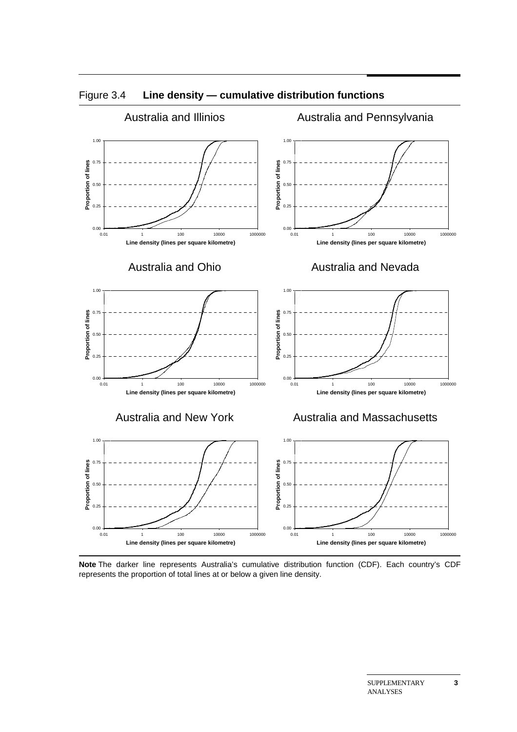Figure 3.4 **Line density — cumulative distribution functions**

Australia and Illinios

Australia and Pennsylvania

Australia and Ohio

Australia and Nevada

Australia and New York

Australia and Massachusetts

**Note** The darker line represents Australia's cumulative distribution function (CDF). Each country's CDF represents the proportion of total lines at or below a given line density.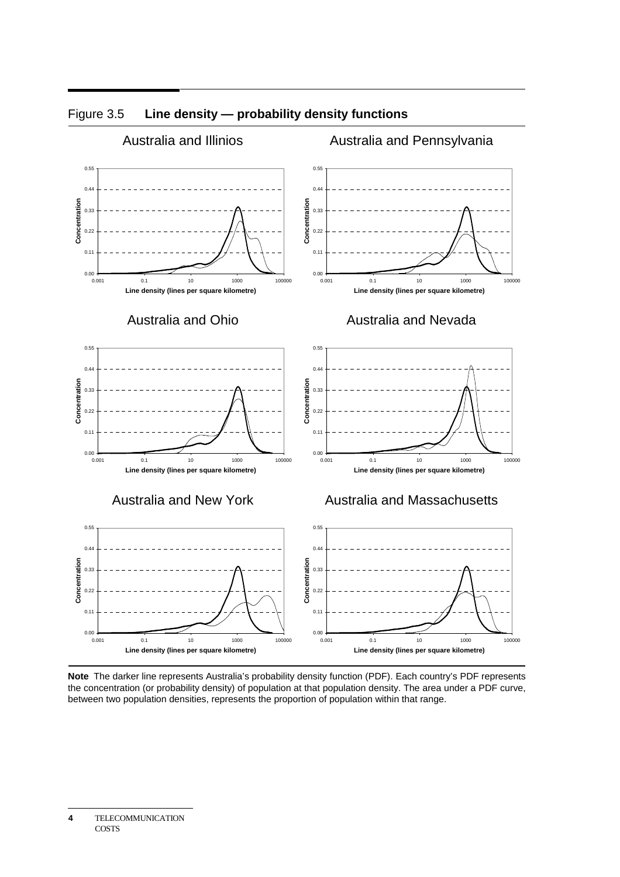Figure 3.5 **Line density — probability density functions**

Australia and Illinios

Australia and Pennsylvania

Australia and Ohio

Australia and Nevada

Australia and New York

Australia and Massachusetts

**Note** The darker line represents Australia's probability density function (PDF). Each country's PDF represents the concentration (or probability density) of population at that population density. The area under a PDF curve, between two population densities, represents the proportion of population within that range.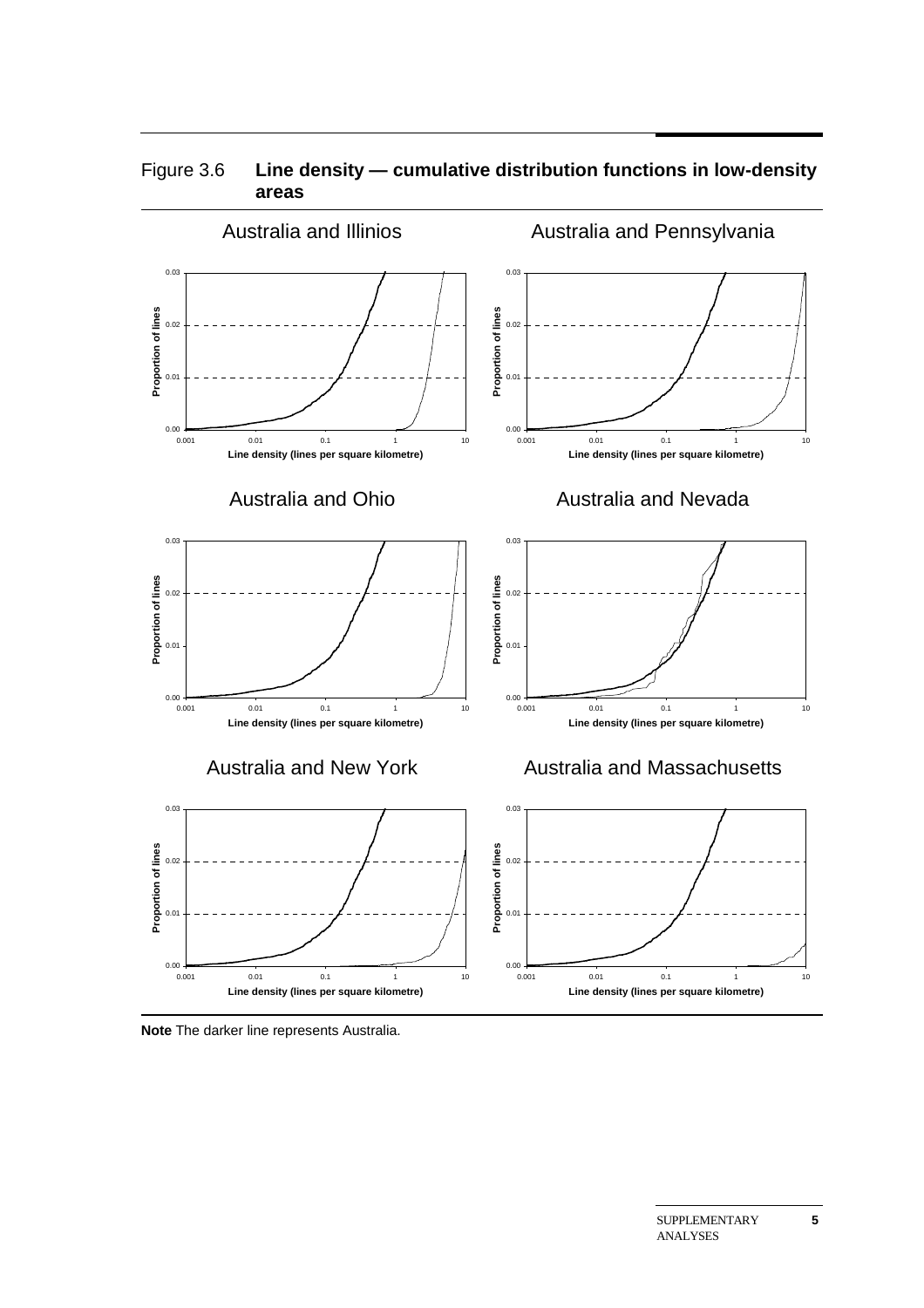Figure 3.6 **Line density — cumulative distribution functions in low-density areas**

Australia and Illinios

Australia and Pennsylvania

Australia and Ohio

Australia and Nevada

Australia and New York

Australia and Massachusetts

**Note** The darker line represents Australia.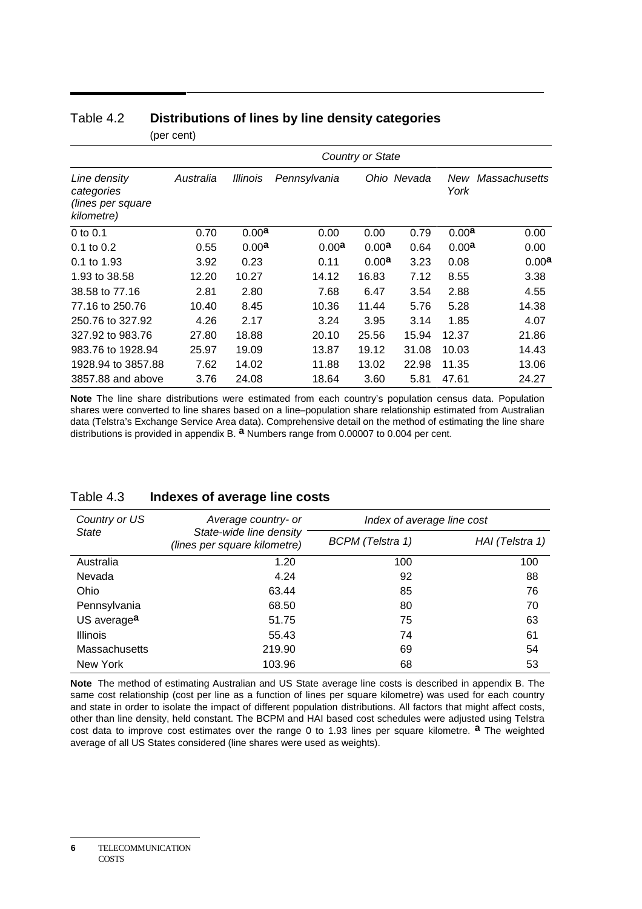## Table 4.2 **Distributions of lines by line density categories**

(per cent)

| Line density categories (lines per square kilometre) | Country or State | | | | | | |
|---|---|---|---|---|---|---|---|
| | *Australia* | *Illinois* | *Pennsylvania* | *Ohio* | *Nevada* | *New York* | *Massachusetts* |
| 0 to 0.1 | 0.70 | 0.00[a] | 0.00 | 0.00 | 0.79 | 0.00[a] | 0.00 |
| 0.1 to 0.2 | 0.55 | 0.00[a] | 0.00[a] | 0.00[a] | 0.64 | 0.00[a] | 0.00 |
| 0.1 to 1.93 | 3.92 | 0.23 | 0.11 | 0.00[a] | 3.23 | 0.08 | 0.00[a] |
| 1.93 to 38.58 | 12.20 | 10.27 | 14.12 | 16.83 | 7.12 | 8.55 | 3.38 |
| 38.58 to 77.16 | 2.81 | 2.80 | 7.68 | 6.47 | 3.54 | 2.88 | 4.55 |
| 77.16 to 250.76 | 10.40 | 8.45 | 10.36 | 11.44 | 5.76 | 5.28 | 14.38 |
| 250.76 to 327.92 | 4.26 | 2.17 | 3.24 | 3.95 | 3.14 | 1.85 | 4.07 |
| 327.92 to 983.76 | 27.80 | 18.88 | 20.10 | 25.56 | 15.94 | 12.37 | 21.86 |
| 983.76 to 1928.94 | 25.97 | 19.09 | 13.87 | 19.12 | 31.08 | 10.03 | 14.43 |
| 1928.94 to 3857.88 | 7.62 | 14.02 | 11.88 | 13.02 | 22.98 | 11.35 | 13.06 |
| 3857.88 and above | 3.76 | 24.08 | 18.64 | 3.60 | 5.81 | 47.61 | 24.27 |

**Note** The line share distributions were estimated from each country's population census data. Population shares were converted to line shares based on a line–population share relationship estimated from Australian data (Telstra's Exchange Service Area data). Comprehensive detail on the method of estimating the line share distributions is provided in appendix B. **a** Numbers range from 0.00007 to 0.004 per cent.

## Table 4.3 **Indexes of average line costs**

| Country or US State | Average country- or State-wide line density (lines per square kilometre) | Index of average line cost | |
|---|---|---|---|
| | | *BCPM (Telstra 1)* | *HAI (Telstra 1)* |
| Australia | 1.20 | 100 | 100 |
| Nevada | 4.24 | 92 | 88 |
| Ohio | 63.44 | 85 | 76 |
| Pennsylvania | 68.50 | 80 | 70 |
| US average[a] | 51.75 | 75 | 63 |
| Illinois | 55.43 | 74 | 61 |
| Massachusetts | 219.90 | 69 | 54 |
| New York | 103.96 | 68 | 53 |

**Note** The method of estimating Australian and US State average line costs is described in appendix B. The same cost relationship (cost per line as a function of lines per square kilometre) was used for each country and state in order to isolate the impact of different population distributions. All factors that might affect costs, other than line density, held constant. The BCPM and HAI based cost schedules were adjusted using Telstra cost data to improve cost estimates over the range 0 to 1.93 lines per square kilometre. **a** The weighted average of all US States considered (line shares were used as weights).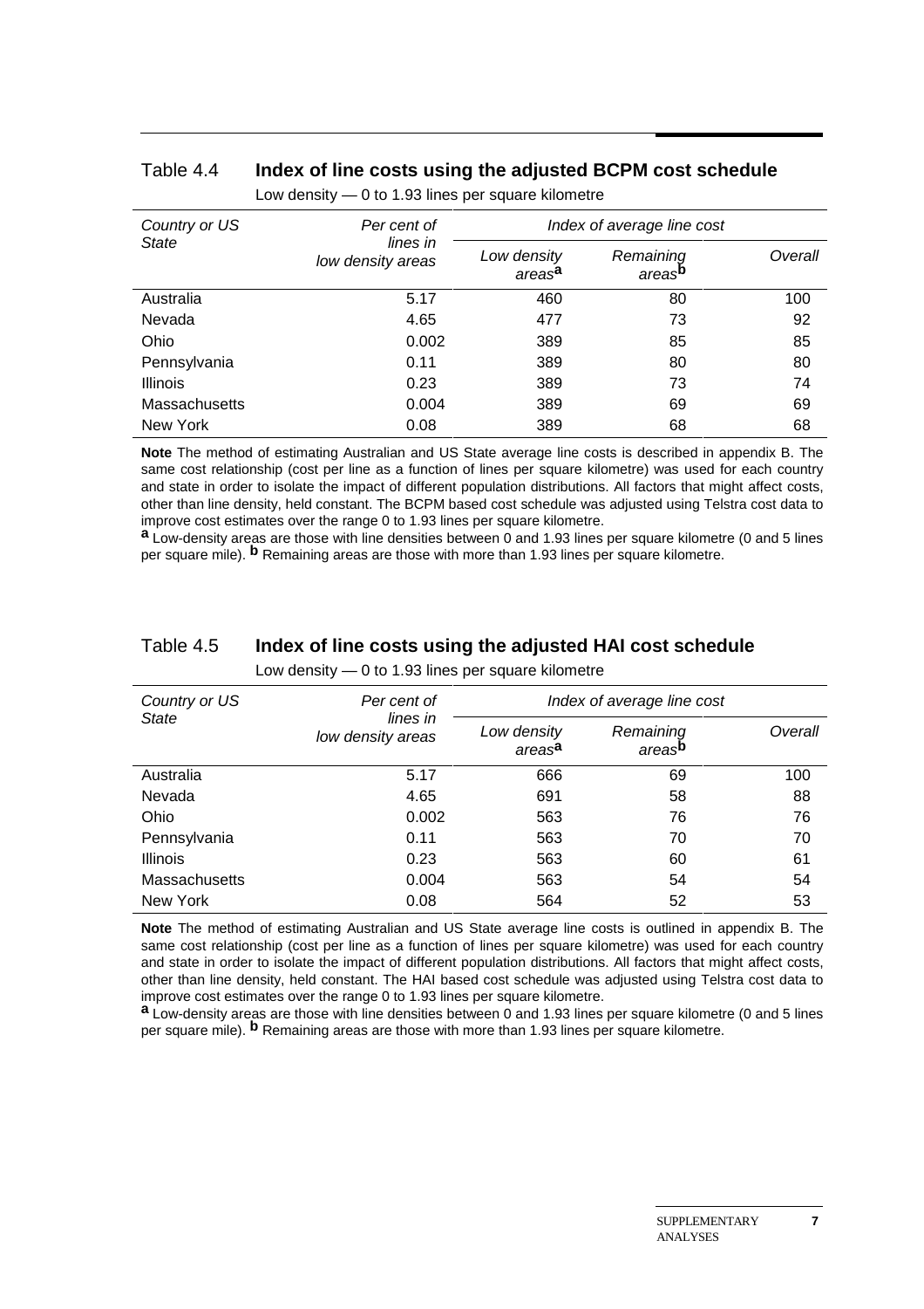## Table 4.4 Index of line costs using the adjusted BCPM cost schedule

Low density — 0 to 1.93 lines per square kilometre

| *Country or US State* | *Per cent of lines in low density areas* | *Index of average line cost* | | |
|---|---|---|---|---|
| | | *Low density areas*[a] | *Remaining areas*[b] | *Overall* |
| Australia | 5.17 | 460 | 80 | 100 |
| Nevada | 4.65 | 477 | 73 | 92 |
| Ohio | 0.002 | 389 | 85 | 85 |
| Pennsylvania | 0.11 | 389 | 80 | 80 |
| Illinois | 0.23 | 389 | 73 | 74 |
| Massachusetts | 0.004 | 389 | 69 | 69 |
| New York | 0.08 | 389 | 68 | 68 |

**Note** The method of estimating Australian and US State average line costs is described in appendix B. The same cost relationship (cost per line as a function of lines per square kilometre) was used for each country and state in order to isolate the impact of different population distributions. All factors that might affect costs, other than line density, held constant. The BCPM based cost schedule was adjusted using Telstra cost data to improve cost estimates over the range 0 to 1.93 lines per square kilometre.

**a** Low-density areas are those with line densities between 0 and 1.93 lines per square kilometre (0 and 5 lines per square mile). **b** Remaining areas are those with more than 1.93 lines per square kilometre.

## Table 4.5 Index of line costs using the adjusted HAI cost schedule

Low density — 0 to 1.93 lines per square kilometre

| *Country or US State* | *Per cent of lines in low density areas* | *Index of average line cost* | | |
|---|---|---|---|---|
| | | *Low density areas*[a] | *Remaining areas*[b] | *Overall* |
| Australia | 5.17 | 666 | 69 | 100 |
| Nevada | 4.65 | 691 | 58 | 88 |
| Ohio | 0.002 | 563 | 76 | 76 |
| Pennsylvania | 0.11 | 563 | 70 | 70 |
| Illinois | 0.23 | 563 | 60 | 61 |
| Massachusetts | 0.004 | 563 | 54 | 54 |
| New York | 0.08 | 564 | 52 | 53 |

**Note** The method of estimating Australian and US State average line costs is outlined in appendix B. The same cost relationship (cost per line as a function of lines per square kilometre) was used for each country and state in order to isolate the impact of different population distributions. All factors that might affect costs, other than line density, held constant. The HAI based cost schedule was adjusted using Telstra cost data to improve cost estimates over the range 0 to 1.93 lines per square kilometre.

**a** Low-density areas are those with line densities between 0 and 1.93 lines per square kilometre (0 and 5 lines per square mile). **b** Remaining areas are those with more than 1.93 lines per square kilometre.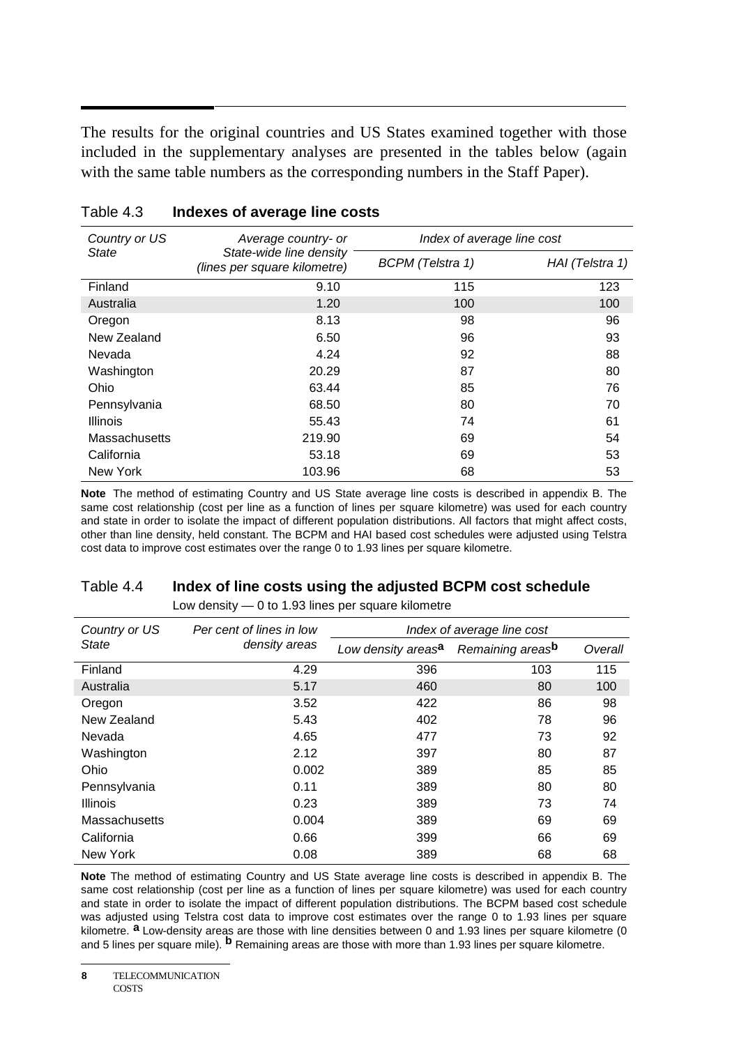The results for the original countries and US States examined together with those included in the supplementary analyses are presented in the tables below (again with the same table numbers as the corresponding numbers in the Staff Paper).

Table 4.3 **Indexes of average line costs**

| *Country or US State* | *Average country- or State-wide line density (lines per square kilometre)* | *Index of average line cost* | |
|---|---|---|---|
| | | *BCPM (Telstra 1)* | *HAI (Telstra 1)* |
| Finland | 9.10 | 115 | 123 |
| Australia | 1.20 | 100 | 100 |
| Oregon | 8.13 | 98 | 96 |
| New Zealand | 6.50 | 96 | 93 |
| Nevada | 4.24 | 92 | 88 |
| Washington | 20.29 | 87 | 80 |
| Ohio | 63.44 | 85 | 76 |
| Pennsylvania | 68.50 | 80 | 70 |
| Illinois | 55.43 | 74 | 61 |
| Massachusetts | 219.90 | 69 | 54 |
| California | 53.18 | 69 | 53 |
| New York | 103.96 | 68 | 53 |

**Note** The method of estimating Country and US State average line costs is described in appendix B. The same cost relationship (cost per line as a function of lines per square kilometre) was used for each country and state in order to isolate the impact of different population distributions. All factors that might affect costs, other than line density, held constant. The BCPM and HAI based cost schedules were adjusted using Telstra cost data to improve cost estimates over the range 0 to 1.93 lines per square kilometre.

Table 4.4 **Index of line costs using the adjusted BCPM cost schedule**

Low density — 0 to 1.93 lines per square kilometre

| *Country or US State* | *Per cent of lines in low density areas* | *Index of average line cost* | | |
|---|---|---|---|---|
| | | *Low density areas*[a] | *Remaining areas*[b] | *Overall* |
| Finland | 4.29 | 396 | 103 | 115 |
| Australia | 5.17 | 460 | 80 | 100 |
| Oregon | 3.52 | 422 | 86 | 98 |
| New Zealand | 5.43 | 402 | 78 | 96 |
| Nevada | 4.65 | 477 | 73 | 92 |
| Washington | 2.12 | 397 | 80 | 87 |
| Ohio | 0.002 | 389 | 85 | 85 |
| Pennsylvania | 0.11 | 389 | 80 | 80 |
| Illinois | 0.23 | 389 | 73 | 74 |
| Massachusetts | 0.004 | 389 | 69 | 69 |
| California | 0.66 | 399 | 66 | 69 |
| New York | 0.08 | 389 | 68 | 68 |

**Note** The method of estimating Country and US State average line costs is described in appendix B. The same cost relationship (cost per line as a function of lines per square kilometre) was used for each country and state in order to isolate the impact of different population distributions. The BCPM based cost schedule was adjusted using Telstra cost data to improve cost estimates over the range 0 to 1.93 lines per square kilometre. **a** Low-density areas are those with line densities between 0 and 1.93 lines per square kilometre (0 and 5 lines per square mile). **b** Remaining areas are those with more than 1.93 lines per square kilometre.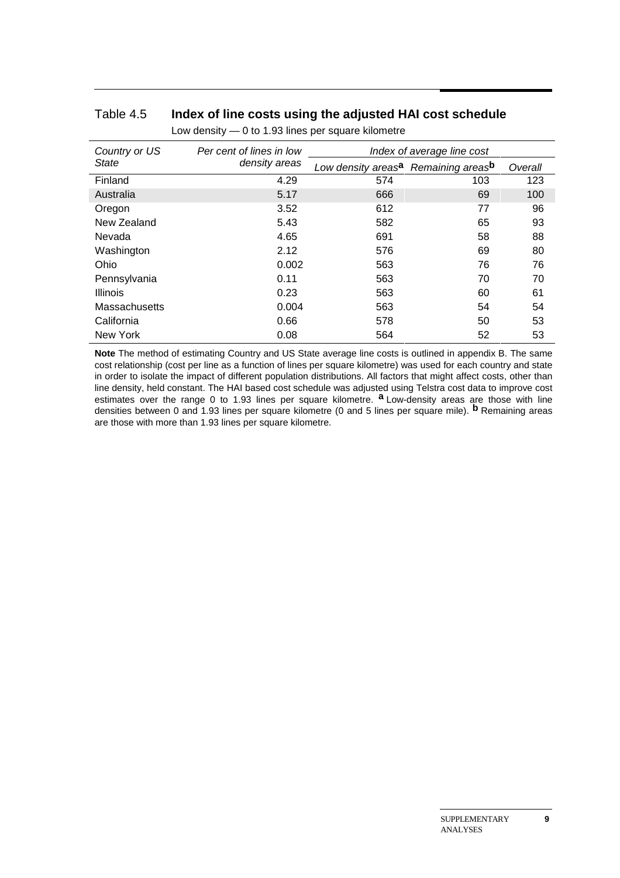Table 4.5 **Index of line costs using the adjusted HAI cost schedule**

Low density — 0 to 1.93 lines per square kilometre

| *Country or US State* | *Per cent of lines in low density areas* | *Index of average line cost* | | |
|---|---|---|---|---|
| | | *Low density areas*[a] | *Remaining areas*[b] | *Overall* |
| Finland | 4.29 | 574 | 103 | 123 |
| Australia | 5.17 | 666 | 69 | 100 |
| Oregon | 3.52 | 612 | 77 | 96 |
| New Zealand | 5.43 | 582 | 65 | 93 |
| Nevada | 4.65 | 691 | 58 | 88 |
| Washington | 2.12 | 576 | 69 | 80 |
| Ohio | 0.002 | 563 | 76 | 76 |
| Pennsylvania | 0.11 | 563 | 70 | 70 |
| Illinois | 0.23 | 563 | 60 | 61 |
| Massachusetts | 0.004 | 563 | 54 | 54 |
| California | 0.66 | 578 | 50 | 53 |
| New York | 0.08 | 564 | 52 | 53 |

**Note** The method of estimating Country and US State average line costs is outlined in appendix B. The same cost relationship (cost per line as a function of lines per square kilometre) was used for each country and state in order to isolate the impact of different population distributions. All factors that might affect costs, other than line density, held constant. The HAI based cost schedule was adjusted using Telstra cost data to improve cost estimates over the range 0 to 1.93 lines per square kilometre. **a** Low-density areas are those with line densities between 0 and 1.93 lines per square kilometre (0 and 5 lines per square mile). **b** Remaining areas are those with more than 1.93 lines per square kilometre.